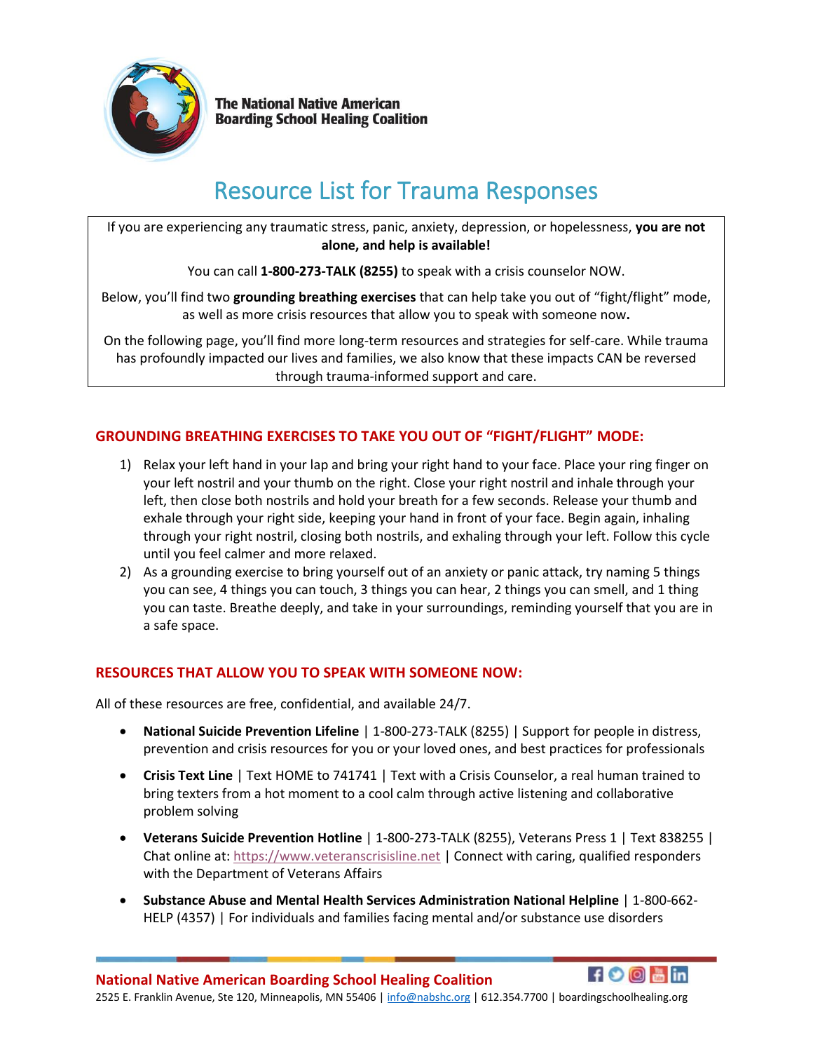**The National Native American Boarding School Healing Coalition**

# Resource List for Trauma Responses

If you are experiencing any traumatic stress, panic, anxiety, depression, or hopelessness, **you are not alone, and help is available!**

You can call **1-800-273-TALK (8255)** to speak with a crisis counselor NOW.

Below, you'll find two **grounding breathing exercises** that can help take you out of "fight/flight" mode, as well as more crisis resources that allow you to speak with someone now**.**

On the following page, you'll find more long-term resources and strategies for self-care. While trauma has profoundly impacted our lives and families, we also know that these impacts CAN be reversed through trauma-informed support and care.

## GROUNDING BREATHING EXERCISES TO TAKE YOU OUT OF "FIGHT/FLIGHT" MODE:

1) Relax your left hand in your lap and bring your right hand to your face. Place your ring finger on your left nostril and your thumb on the right. Close your right nostril and inhale through your left, then close both nostrils and hold your breath for a few seconds. Release your thumb and exhale through your right side, keeping your hand in front of your face. Begin again, inhaling through your right nostril, closing both nostrils, and exhaling through your left. Follow this cycle until you feel calmer and more relaxed.
2) As a grounding exercise to bring yourself out of an anxiety or panic attack, try naming 5 things you can see, 4 things you can touch, 3 things you can hear, 2 things you can smell, and 1 thing you can taste. Breathe deeply, and take in your surroundings, reminding yourself that you are in a safe space.

## RESOURCES THAT ALLOW YOU TO SPEAK WITH SOMEONE NOW:

All of these resources are free, confidential, and available 24/7.

- **National Suicide Prevention Lifeline** | 1-800-273-TALK (8255) | Support for people in distress, prevention and crisis resources for you or your loved ones, and best practices for professionals
- **Crisis Text Line** | Text HOME to 741741 | Text with a Crisis Counselor, a real human trained to bring texters from a hot moment to a cool calm through active listening and collaborative problem solving
- **Veterans Suicide Prevention Hotline** | 1-800-273-TALK (8255), Veterans Press 1 | Text 838255 | Chat online at: https://www.veteranscrisisline.net | Connect with caring, qualified responders with the Department of Veterans Affairs
- **Substance Abuse and Mental Health Services Administration National Helpline** | 1-800-662-HELP (4357) | For individuals and families facing mental and/or substance use disorders

**National Native American Boarding School Healing Coalition**
2525 E. Franklin Avenue, Ste 120, Minneapolis, MN 55406 | info@nabshc.org | 612.354.7700 | boardingschoolhealing.org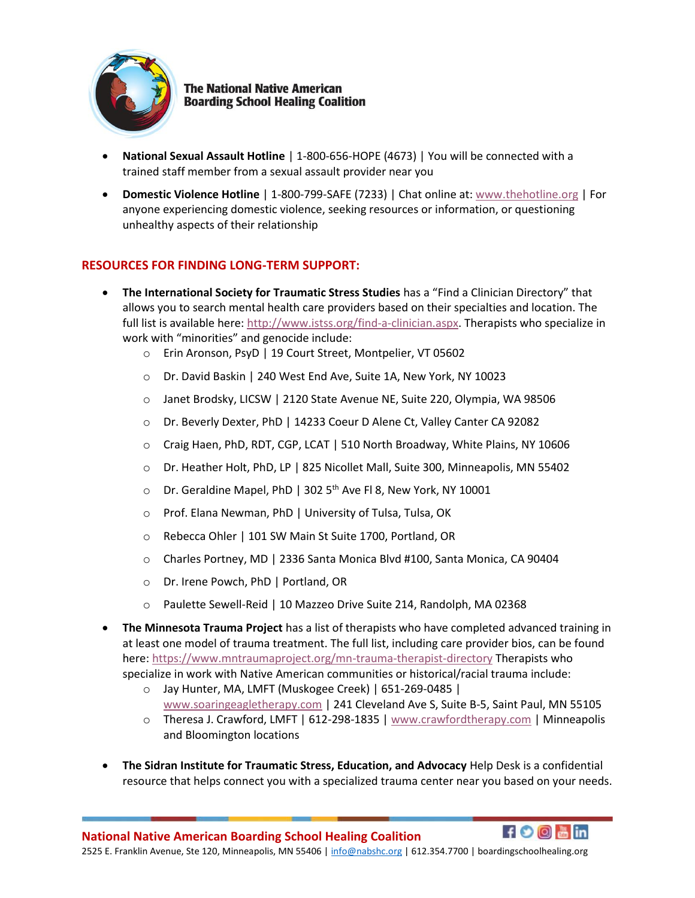- **National Sexual Assault Hotline** | 1-800-656-HOPE (4673) | You will be connected with a trained staff member from a sexual assault provider near you
- **Domestic Violence Hotline** | 1-800-799-SAFE (7233) | Chat online at: www.thehotline.org | For anyone experiencing domestic violence, seeking resources or information, or questioning unhealthy aspects of their relationship

## RESOURCES FOR FINDING LONG-TERM SUPPORT:

- **The International Society for Traumatic Stress Studies** has a "Find a Clinician Directory" that allows you to search mental health care providers based on their specialties and location. The full list is available here: http://www.istss.org/find-a-clinician.aspx. Therapists who specialize in work with "minorities" and genocide include:
    - Erin Aronson, PsyD | 19 Court Street, Montpelier, VT 05602
    - Dr. David Baskin | 240 West End Ave, Suite 1A, New York, NY 10023
    - Janet Brodsky, LICSW | 2120 State Avenue NE, Suite 220, Olympia, WA 98506
    - Dr. Beverly Dexter, PhD | 14233 Coeur D Alene Ct, Valley Canter CA 92082
    - Craig Haen, PhD, RDT, CGP, LCAT | 510 North Broadway, White Plains, NY 10606
    - Dr. Heather Holt, PhD, LP | 825 Nicollet Mall, Suite 300, Minneapolis, MN 55402
    - Dr. Geraldine Mapel, PhD | 302 5th Ave Fl 8, New York, NY 10001
    - Prof. Elana Newman, PhD | University of Tulsa, Tulsa, OK
    - Rebecca Ohler | 101 SW Main St Suite 1700, Portland, OR
    - Charles Portney, MD | 2336 Santa Monica Blvd #100, Santa Monica, CA 90404
    - Dr. Irene Powch, PhD | Portland, OR
    - Paulette Sewell-Reid | 10 Mazzeo Drive Suite 214, Randolph, MA 02368
- **The Minnesota Trauma Project** has a list of therapists who have completed advanced training in at least one model of trauma treatment. The full list, including care provider bios, can be found here: https://www.mntraumaproject.org/mn-trauma-therapist-directory Therapists who specialize in work with Native American communities or historical/racial trauma include:
    - Jay Hunter, MA, LMFT (Muskogee Creek) | 651-269-0485 | www.soaringeagletherapy.com | 241 Cleveland Ave S, Suite B-5, Saint Paul, MN 55105
    - Theresa J. Crawford, LMFT | 612-298-1835 | www.crawfordtherapy.com | Minneapolis and Bloomington locations
- **The Sidran Institute for Traumatic Stress, Education, and Advocacy** Help Desk is a confidential resource that helps connect you with a specialized trauma center near you based on your needs.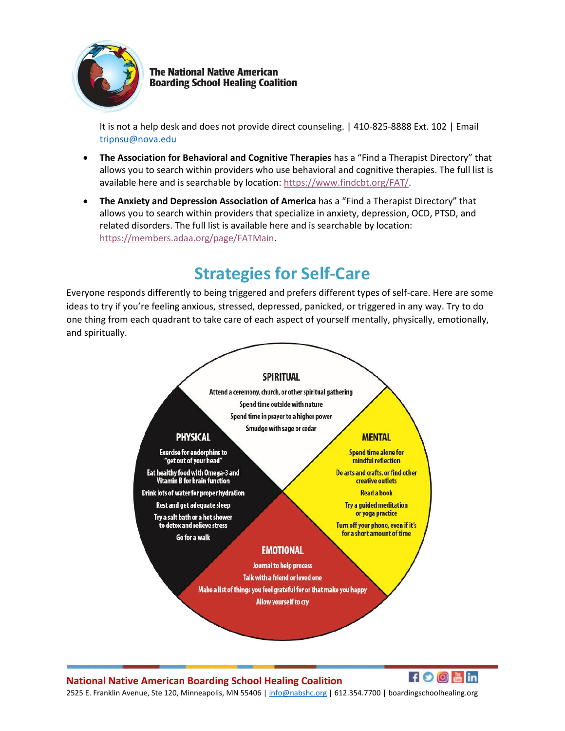**The National Native American Boarding School Healing Coalition**

It is not a help desk and does not provide direct counseling. | 410-825-8888 Ext. 102 | Email tripnsu@nova.edu

- **The Association for Behavioral and Cognitive Therapies** has a "Find a Therapist Directory" that allows you to search within providers who use behavioral and cognitive therapies. The full list is available here and is searchable by location: https://www.findcbt.org/FAT/.
- **The Anxiety and Depression Association of America** has a "Find a Therapist Directory" that allows you to search within providers that specialize in anxiety, depression, OCD, PTSD, and related disorders. The full list is available here and is searchable by location: https://members.adaa.org/page/FATMain.

## Strategies for Self-Care

Everyone responds differently to being triggered and prefers different types of self-care. Here are some ideas to try if you're feeling anxious, stressed, depressed, panicked, or triggered in any way. Try to do one thing from each quadrant to take care of each aspect of yourself mentally, physically, emotionally, and spiritually.

SPIRITUAL

Attend a ceremony, church, or other spiritual gathering

Spend time outside with nature

Spend time in prayer to a higher power

Smudge with sage or cedar

PHYSICAL

Exercise for endorphins to "get out of your head"

Eat healthy food with Omega-3 and Vitamin B for brain function

Drink lots of water for proper hydration

Rest and get adequate sleep

Try a salt bath or a hot shower to detox and relieve stress

Go for a walk

MENTAL

Spend time alone for mindful reflection

Do arts and crafts, or find other creative outlets

Read a book

Try a guided meditation or yoga practice

Turn off your phone, even if it's for a short amount of time

EMOTIONAL

Journal to help process

Talk with a friend or loved one

Make a list of things you feel grateful for or that make you happy

Allow yourself to cry

**National Native American Boarding School Healing Coalition**
2525 E. Franklin Avenue, Ste 120, Minneapolis, MN 55406 | info@nabshc.org | 612.354.7700 | boardingschoolhealing.org